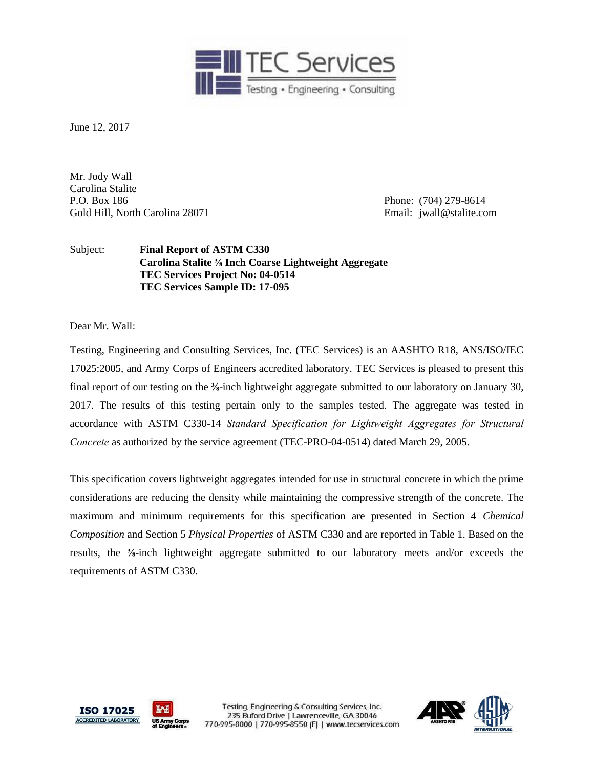June 12, 2017

Mr. Jody Wall
Carolina Stalite
P.O. Box 186
Gold Hill, North Carolina 28071

Phone: (704) 279-8614
Email: jwall@stalite.com

Subject: **Final Report of ASTM C330**
**Carolina Stalite ⅜ Inch Coarse Lightweight Aggregate**
**TEC Services Project No: 04-0514**
**TEC Services Sample ID: 17-095**

Dear Mr. Wall:

Testing, Engineering and Consulting Services, Inc. (TEC Services) is an AASHTO R18, ANS/ISO/IEC 17025:2005, and Army Corps of Engineers accredited laboratory. TEC Services is pleased to present this final report of our testing on the ⅜-inch lightweight aggregate submitted to our laboratory on January 30, 2017. The results of this testing pertain only to the samples tested. The aggregate was tested in accordance with ASTM C330-14 *Standard Specification for Lightweight Aggregates for Structural Concrete* as authorized by the service agreement (TEC-PRO-04-0514) dated March 29, 2005.

This specification covers lightweight aggregates intended for use in structural concrete in which the prime considerations are reducing the density while maintaining the compressive strength of the concrete. The maximum and minimum requirements for this specification are presented in Section 4 *Chemical Composition* and Section 5 *Physical Properties* of ASTM C330 and are reported in Table 1. Based on the results, the ⅜-inch lightweight aggregate submitted to our laboratory meets and/or exceeds the requirements of ASTM C330.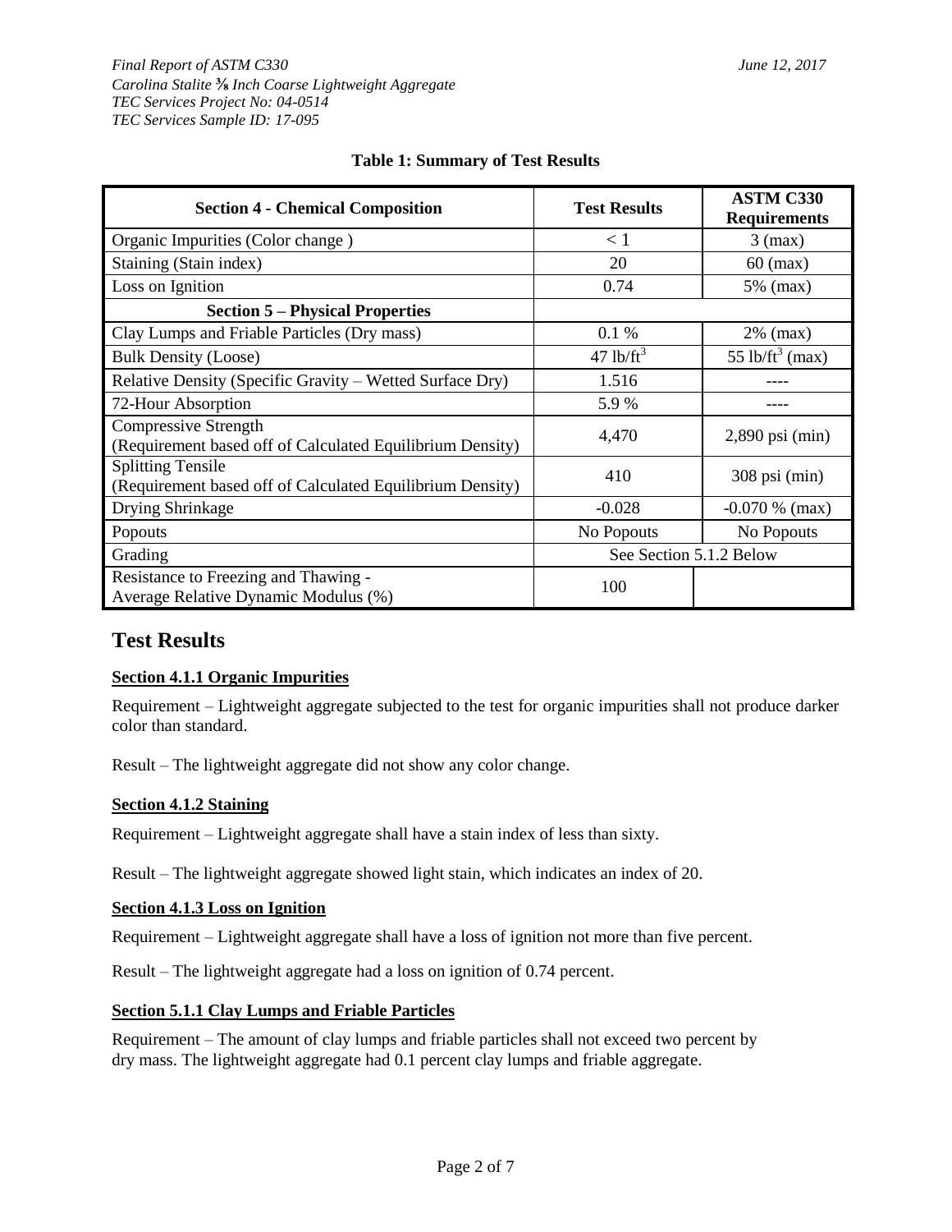*Final Report of ASTM C330*
*Carolina Stalite ⅜ Inch Coarse Lightweight Aggregate*
*TEC Services Project No: 04-0514*
*TEC Services Sample ID: 17-095*

*June 12, 2017*

**Table 1: Summary of Test Results**

| **Section 4 - Chemical Composition** | **Test Results** | **ASTM C330 Requirements** |
|---|---|---|
| Organic Impurities (Color change ) | < 1 | 3 (max) |
| Staining (Stain index) | 20 | 60 (max) |
| Loss on Ignition | 0.74 | 5% (max) |
| **Section 5 – Physical Properties** | | |
| Clay Lumps and Friable Particles (Dry mass) | 0.1 % | 2% (max) |
| Bulk Density (Loose) | 47 $lb/ft^3$ | 55 $lb/ft^3$ (max) |
| Relative Density (Specific Gravity – Wetted Surface Dry) | 1.516 | ---- |
| 72-Hour Absorption | 5.9 % | ---- |
| Compressive Strength (Requirement based off of Calculated Equilibrium Density) | 4,470 | 2,890 psi (min) |
| Splitting Tensile (Requirement based off of Calculated Equilibrium Density) | 410 | 308 psi (min) |
| Drying Shrinkage | -0.028 | -0.070 % (max) |
| Popouts | No Popouts | No Popouts |
| Grading | See Section 5.1.2 Below | |
| Resistance to Freezing and Thawing - Average Relative Dynamic Modulus (%) | 100 | |

## Test Results

**Section 4.1.1 Organic Impurities**

Requirement – Lightweight aggregate subjected to the test for organic impurities shall not produce darker color than standard.

Result – The lightweight aggregate did not show any color change.

**Section 4.1.2 Staining**

Requirement – Lightweight aggregate shall have a stain index of less than sixty.

Result – The lightweight aggregate showed light stain, which indicates an index of 20.

**Section 4.1.3 Loss on Ignition**

Requirement – Lightweight aggregate shall have a loss of ignition not more than five percent.

Result – The lightweight aggregate had a loss on ignition of 0.74 percent.

**Section 5.1.1 Clay Lumps and Friable Particles**

Requirement – The amount of clay lumps and friable particles shall not exceed two percent by dry mass. The lightweight aggregate had 0.1 percent clay lumps and friable aggregate.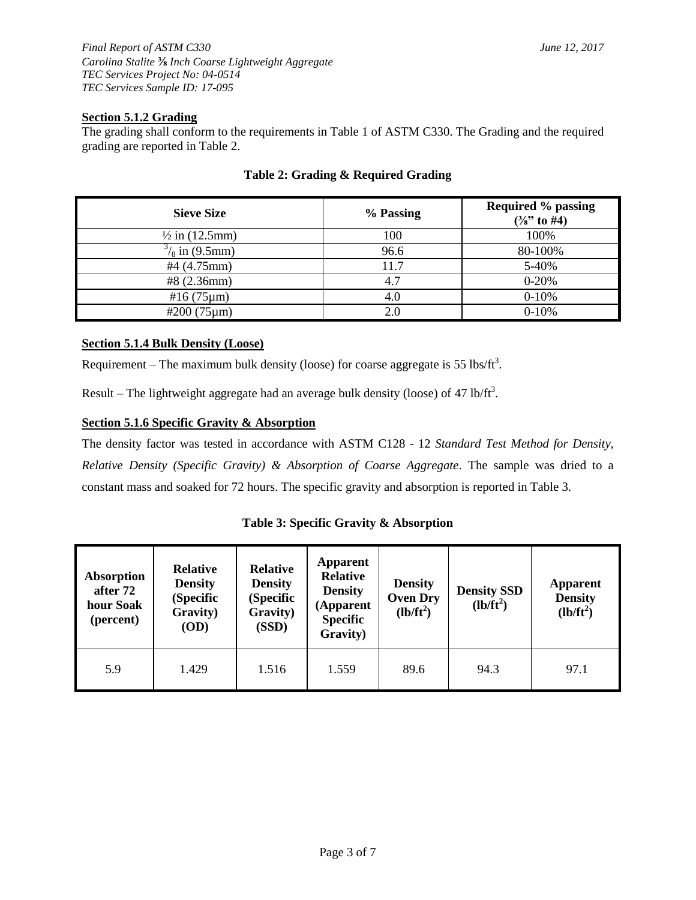*Final Report of ASTM C330*
*Carolina Stalite ⅜ Inch Coarse Lightweight Aggregate*
*TEC Services Project No: 04-0514*
*TEC Services Sample ID: 17-095*

*June 12, 2017*

**Section 5.1.2 Grading**

The grading shall conform to the requirements in Table 1 of ASTM C330. The Grading and the required grading are reported in Table 2.

**Table 2: Grading & Required Grading**

| Sieve Size | % Passing | Required % passing (⅜" to #4) |
|---|---|---|
| ½ in (12.5mm) | 100 | 100% |
| $^{3}/_{8}$ in (9.5mm) | 96.6 | 80-100% |
| #4 (4.75mm) | 11.7 | 5-40% |
| #8 (2.36mm) | 4.7 | 0-20% |
| #16 (75μm) | 4.0 | 0-10% |
| #200 (75μm) | 2.0 | 0-10% |

**Section 5.1.4 Bulk Density (Loose)**

Requirement – The maximum bulk density (loose) for coarse aggregate is 55 lbs/ft$^3$.

Result – The lightweight aggregate had an average bulk density (loose) of 47 lb/ft$^3$.

**Section 5.1.6 Specific Gravity & Absorption**

The density factor was tested in accordance with ASTM C128 - 12 *Standard Test Method for Density, Relative Density (Specific Gravity) & Absorption of Coarse Aggregate*. The sample was dried to a constant mass and soaked for 72 hours. The specific gravity and absorption is reported in Table 3.

**Table 3: Specific Gravity & Absorption**

| Absorption after 72 hour Soak (percent) | Relative Density (Specific Gravity) (OD) | Relative Density (Specific Gravity) (SSD) | Apparent Relative Density (Apparent Specific Gravity) | Density Oven Dry (lb/ft$^2$) | Density SSD (lb/ft$^2$) | Apparent Density (lb/ft$^2$) |
|---|---|---|---|---|---|---|
| 5.9 | 1.429 | 1.516 | 1.559 | 89.6 | 94.3 | 97.1 |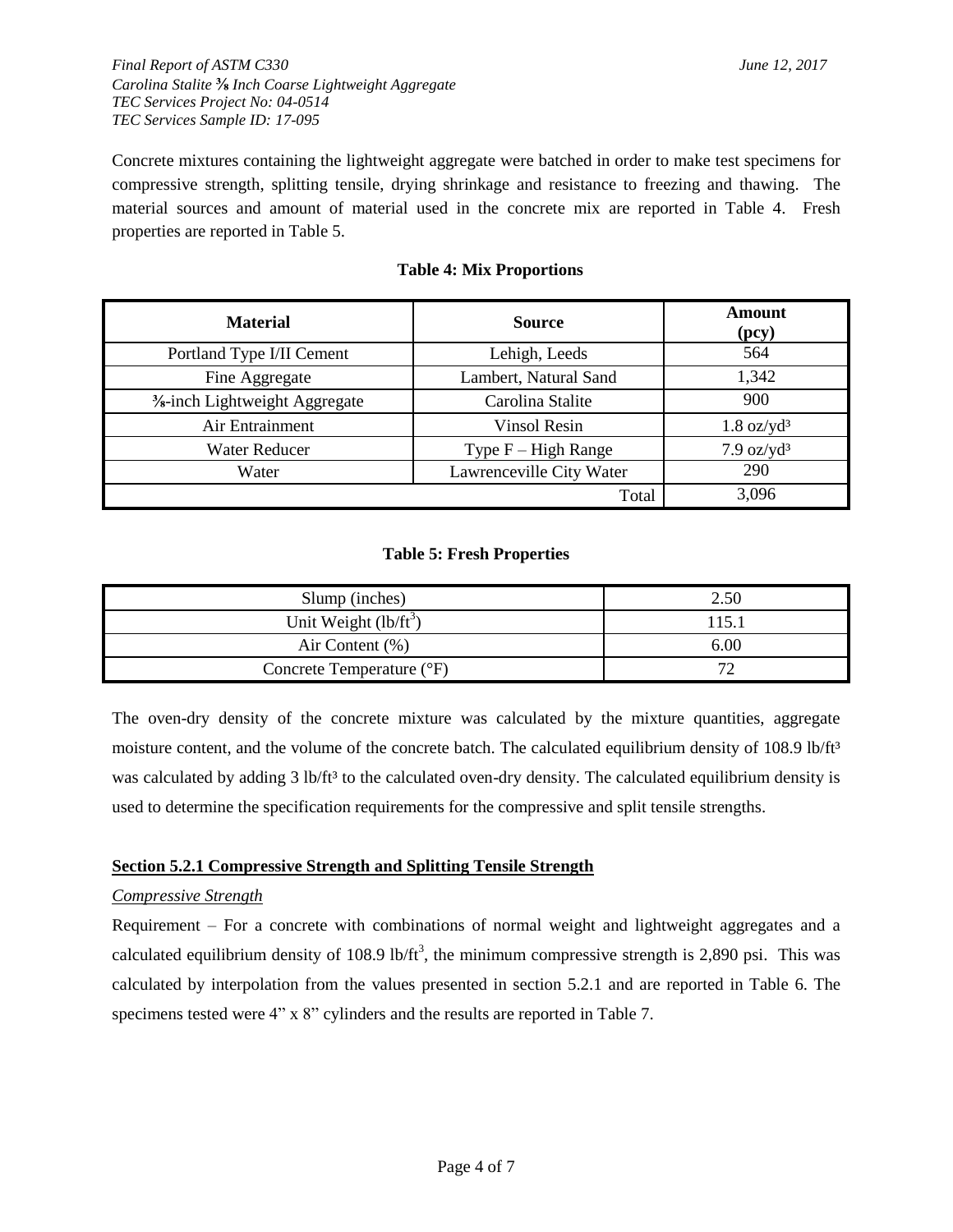Concrete mixtures containing the lightweight aggregate were batched in order to make test specimens for compressive strength, splitting tensile, drying shrinkage and resistance to freezing and thawing. The material sources and amount of material used in the concrete mix are reported in Table 4. Fresh properties are reported in Table 5.

**Table 4: Mix Proportions**

| Material | Source | Amount (pcy) |
|---|---|---|
| Portland Type I/II Cement | Lehigh, Leeds | 564 |
| Fine Aggregate | Lambert, Natural Sand | 1,342 |
| ⅜-inch Lightweight Aggregate | Carolina Stalite | 900 |
| Air Entrainment | Vinsol Resin | 1.8 oz/yd³ |
| Water Reducer | Type F – High Range | 7.9 oz/yd³ |
| Water | Lawrenceville City Water | 290 |
| | Total | 3,096 |

**Table 5: Fresh Properties**

| | |
|---|---|
| Slump (inches) | 2.50 |
| Unit Weight (lb/ft³) | 115.1 |
| Air Content (%) | 6.00 |
| Concrete Temperature (°F) | 72 |

The oven-dry density of the concrete mixture was calculated by the mixture quantities, aggregate moisture content, and the volume of the concrete batch. The calculated equilibrium density of 108.9 lb/ft³ was calculated by adding 3 lb/ft³ to the calculated oven-dry density. The calculated equilibrium density is used to determine the specification requirements for the compressive and split tensile strengths.

**<u>Section 5.2.1 Compressive Strength and Splitting Tensile Strength</u>**

*<u>Compressive Strength</u>*

Requirement – For a concrete with combinations of normal weight and lightweight aggregates and a calculated equilibrium density of 108.9 lb/ft³, the minimum compressive strength is 2,890 psi. This was calculated by interpolation from the values presented in section 5.2.1 and are reported in Table 6. The specimens tested were 4" x 8" cylinders and the results are reported in Table 7.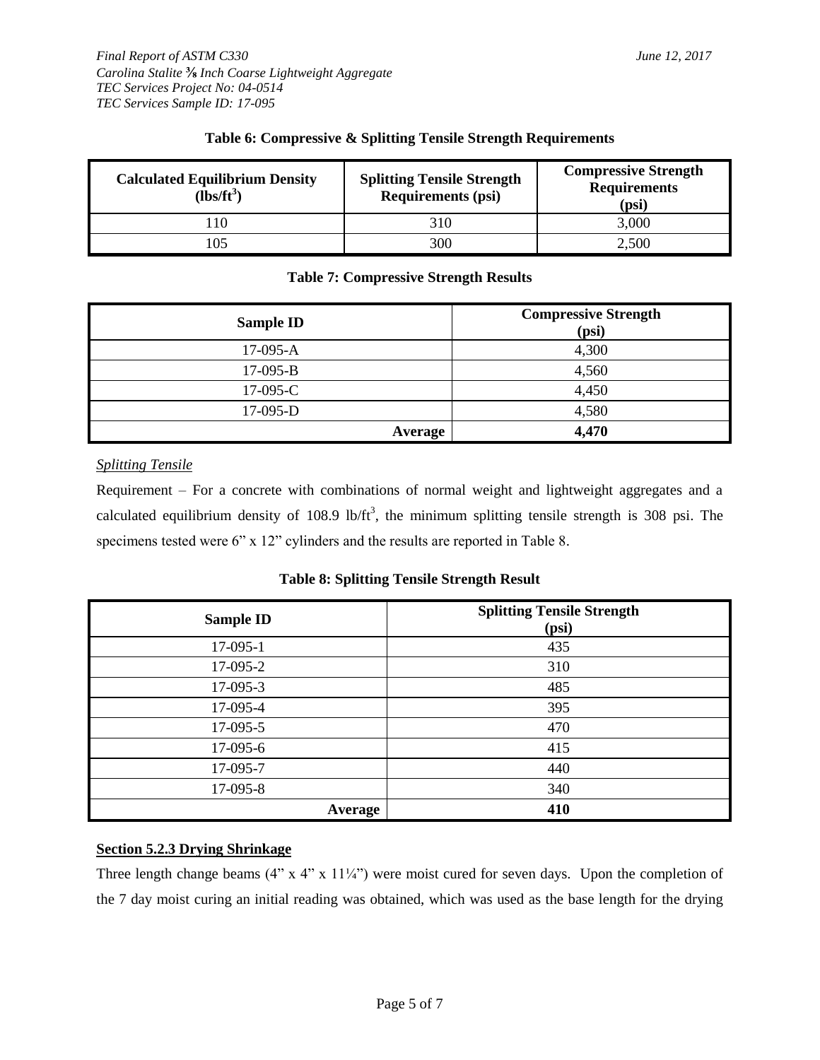**Table 6: Compressive & Splitting Tensile Strength Requirements**

| Calculated Equilibrium Density ($lbs/ft^3$) | Splitting Tensile Strength Requirements (psi) | Compressive Strength Requirements (psi) |
|---|---|---|
| 110 | 310 | 3,000 |
| 105 | 300 | 2,500 |

**Table 7: Compressive Strength Results**

| Sample ID | Compressive Strength (psi) |
|---|---|
| 17-095-A | 4,300 |
| 17-095-B | 4,560 |
| 17-095-C | 4,450 |
| 17-095-D | 4,580 |
| **Average** | **4,470** |

*Splitting Tensile*

Requirement – For a concrete with combinations of normal weight and lightweight aggregates and a calculated equilibrium density of 108.9 $lb/ft^3$, the minimum splitting tensile strength is 308 psi. The specimens tested were 6" x 12" cylinders and the results are reported in Table 8.

**Table 8: Splitting Tensile Strength Result**

| Sample ID | Splitting Tensile Strength (psi) |
|---|---|
| 17-095-1 | 435 |
| 17-095-2 | 310 |
| 17-095-3 | 485 |
| 17-095-4 | 395 |
| 17-095-5 | 470 |
| 17-095-6 | 415 |
| 17-095-7 | 440 |
| 17-095-8 | 340 |
| **Average** | **410** |

**Section 5.2.3 Drying Shrinkage**

Three length change beams (4" x 4" x 11¼") were moist cured for seven days. Upon the completion of the 7 day moist curing an initial reading was obtained, which was used as the base length for the drying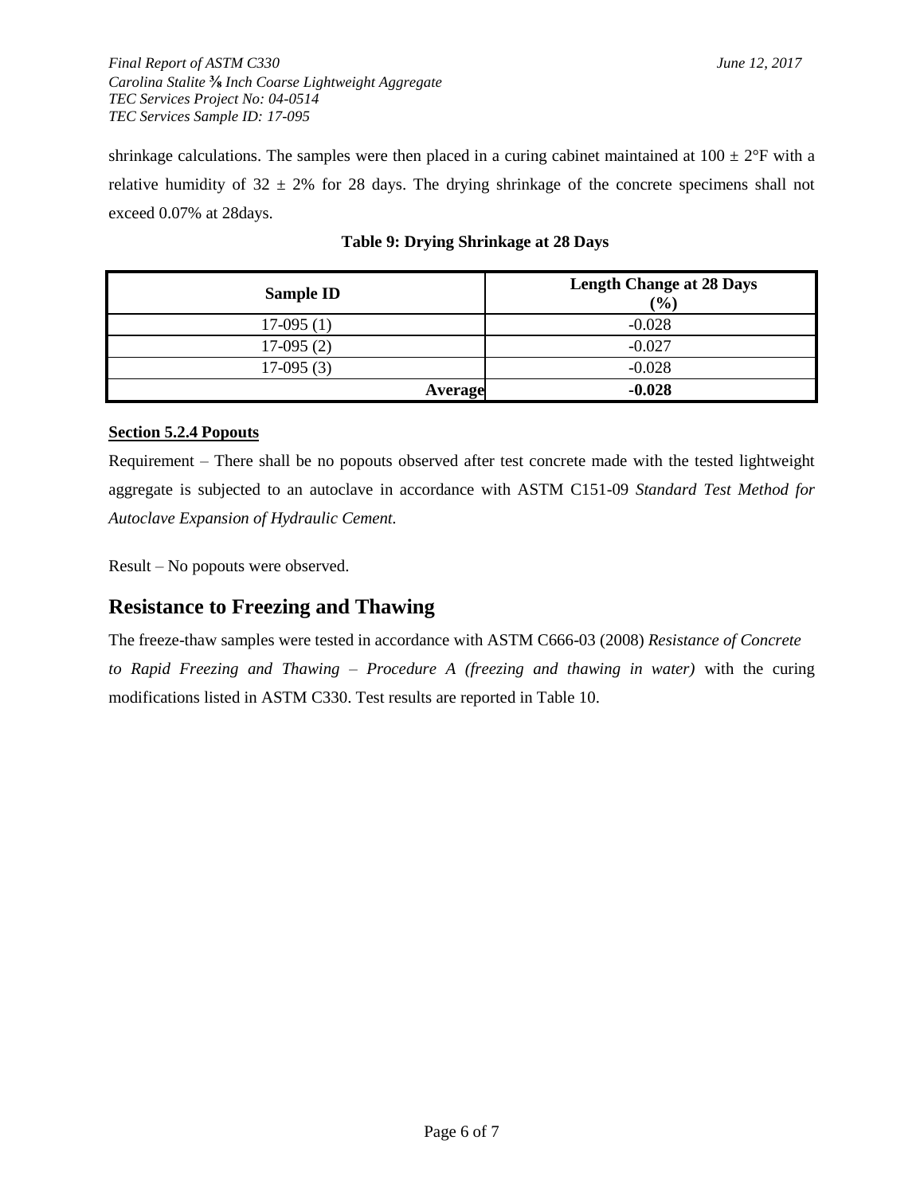shrinkage calculations. The samples were then placed in a curing cabinet maintained at 100 ± 2°F with a relative humidity of 32 ± 2% for 28 days. The drying shrinkage of the concrete specimens shall not exceed 0.07% at 28days.

**Table 9: Drying Shrinkage at 28 Days**

| Sample ID | Length Change at 28 Days (%) |
|---|---|
| 17-095 (1) | -0.028 |
| 17-095 (2) | -0.027 |
| 17-095 (3) | -0.028 |
| **Average** | **-0.028** |

**Section 5.2.4 Popouts**

Requirement – There shall be no popouts observed after test concrete made with the tested lightweight aggregate is subjected to an autoclave in accordance with ASTM C151-09 *Standard Test Method for Autoclave Expansion of Hydraulic Cement.*

Result – No popouts were observed.

## Resistance to Freezing and Thawing

The freeze-thaw samples were tested in accordance with ASTM C666-03 (2008) *Resistance of Concrete to Rapid Freezing and Thawing – Procedure A (freezing and thawing in water)* with the curing modifications listed in ASTM C330. Test results are reported in Table 10.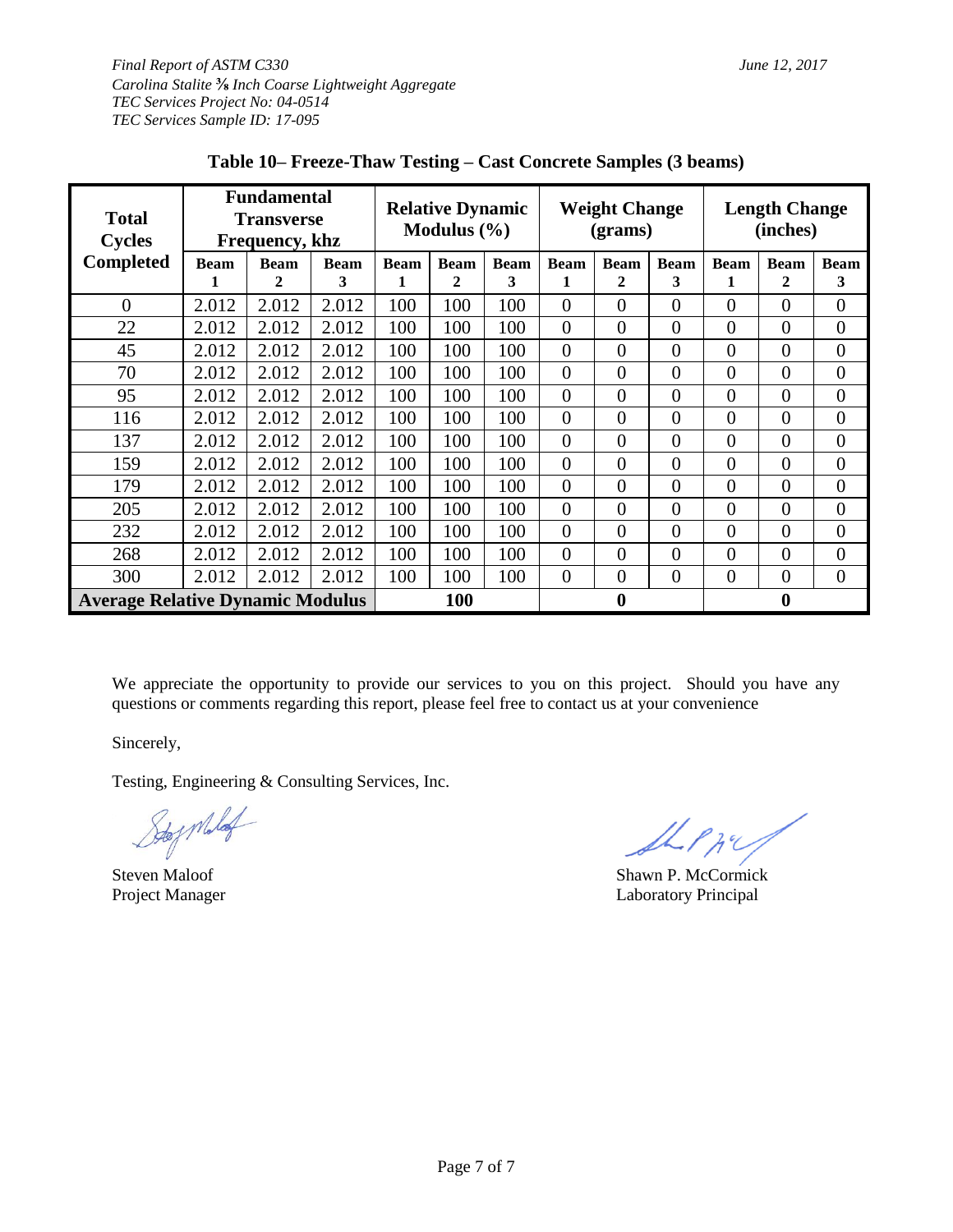**Table 10– Freeze-Thaw Testing – Cast Concrete Samples (3 beams)**

| Total Cycles Completed | Fundamental Transverse Frequency, khz | | | Relative Dynamic Modulus (%) | | | Weight Change (grams) | | | Length Change (inches) | | |
|---|---|---|---|---|---|---|---|---|---|---|---|---|
| | Beam 1 | Beam 2 | Beam 3 | Beam 1 | Beam 2 | Beam 3 | Beam 1 | Beam 2 | Beam 3 | Beam 1 | Beam 2 | Beam 3 |
| 0 | 2.012 | 2.012 | 2.012 | 100 | 100 | 100 | 0 | 0 | 0 | 0 | 0 | 0 |
| 22 | 2.012 | 2.012 | 2.012 | 100 | 100 | 100 | 0 | 0 | 0 | 0 | 0 | 0 |
| 45 | 2.012 | 2.012 | 2.012 | 100 | 100 | 100 | 0 | 0 | 0 | 0 | 0 | 0 |
| 70 | 2.012 | 2.012 | 2.012 | 100 | 100 | 100 | 0 | 0 | 0 | 0 | 0 | 0 |
| 95 | 2.012 | 2.012 | 2.012 | 100 | 100 | 100 | 0 | 0 | 0 | 0 | 0 | 0 |
| 116 | 2.012 | 2.012 | 2.012 | 100 | 100 | 100 | 0 | 0 | 0 | 0 | 0 | 0 |
| 137 | 2.012 | 2.012 | 2.012 | 100 | 100 | 100 | 0 | 0 | 0 | 0 | 0 | 0 |
| 159 | 2.012 | 2.012 | 2.012 | 100 | 100 | 100 | 0 | 0 | 0 | 0 | 0 | 0 |
| 179 | 2.012 | 2.012 | 2.012 | 100 | 100 | 100 | 0 | 0 | 0 | 0 | 0 | 0 |
| 205 | 2.012 | 2.012 | 2.012 | 100 | 100 | 100 | 0 | 0 | 0 | 0 | 0 | 0 |
| 232 | 2.012 | 2.012 | 2.012 | 100 | 100 | 100 | 0 | 0 | 0 | 0 | 0 | 0 |
| 268 | 2.012 | 2.012 | 2.012 | 100 | 100 | 100 | 0 | 0 | 0 | 0 | 0 | 0 |
| 300 | 2.012 | 2.012 | 2.012 | 100 | 100 | 100 | 0 | 0 | 0 | 0 | 0 | 0 |
| **Average Relative Dynamic Modulus** | | | | **100** | | | **0** | | | **0** | | |

We appreciate the opportunity to provide our services to you on this project. Should you have any questions or comments regarding this report, please feel free to contact us at your convenience

Sincerely,

Testing, Engineering & Consulting Services, Inc.

Steven Maloof
Project Manager

Shawn P. McCormick
Laboratory Principal